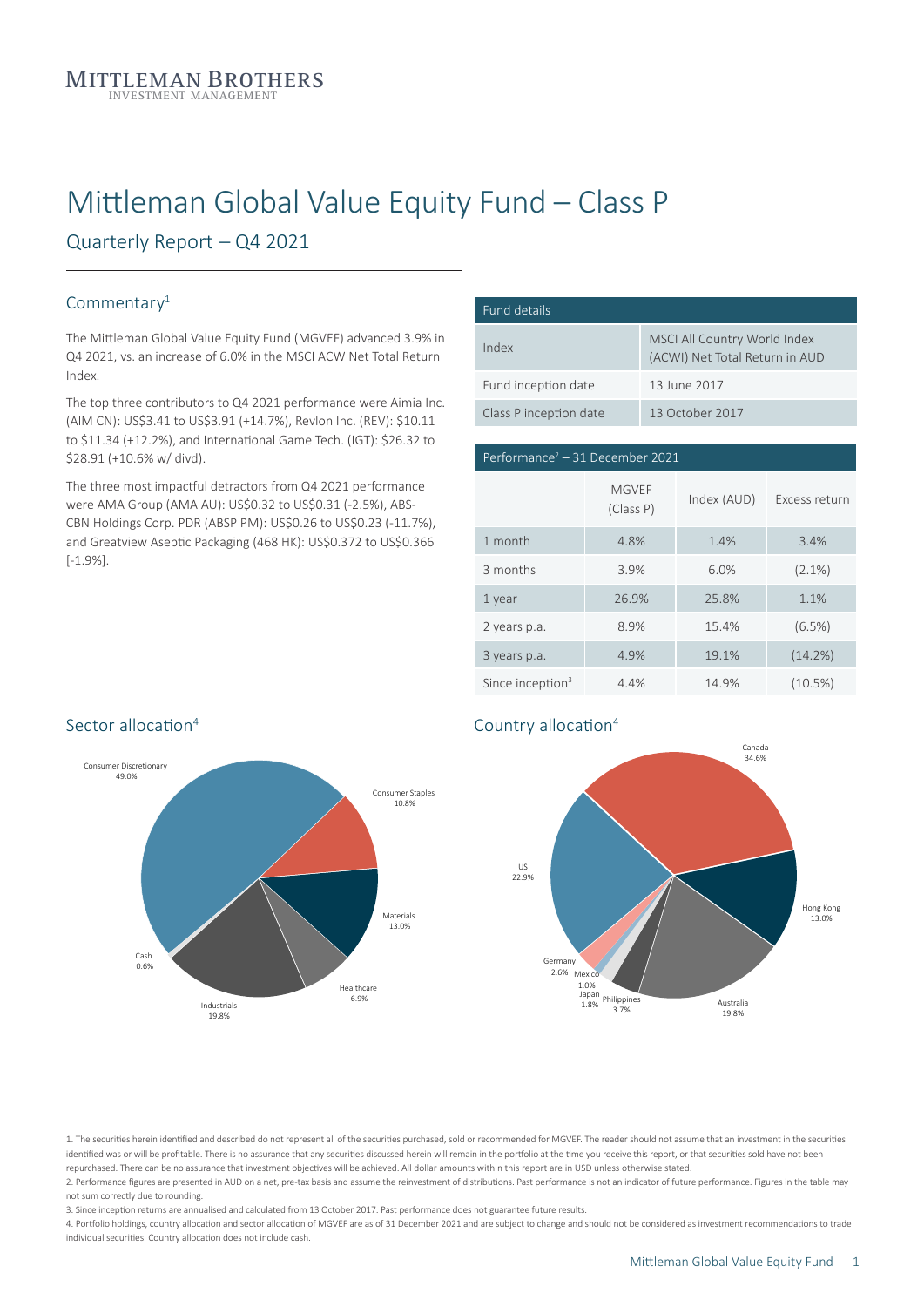MITTLEMAN BROTHERS
INVESTMENT MANAGEMENT

# Mittleman Global Value Equity Fund – Class P

## Quarterly Report – Q4 2021

### Commentary[1]

The Mittleman Global Value Equity Fund (MGVEF) advanced 3.9% in Q4 2021, vs. an increase of 6.0% in the MSCI ACW Net Total Return Index.

The top three contributors to Q4 2021 performance were Aimia Inc. (AIM CN): US$3.41 to US$3.91 (+14.7%), Revlon Inc. (REV): $10.11 to $11.34 (+12.2%), and International Game Tech. (IGT): $26.32 to $28.91 (+10.6% w/ divd).

The three most impactful detractors from Q4 2021 performance were AMA Group (AMA AU): US$0.32 to US$0.31 (-2.5%), ABS-CBN Holdings Corp. PDR (ABSP PM): US$0.26 to US$0.23 (-11.7%), and Greatview Aseptic Packaging (468 HK): US$0.372 to US$0.366 [-1.9%].

| Fund details | |
|---|---|
| Index | MSCI All Country World Index (ACWI) Net Total Return in AUD |
| Fund inception date | 13 June 2017 |
| Class P inception date | 13 October 2017 |

| Performance[2] – 31 December 2021 | MGVEF (Class P) | Index (AUD) | Excess return |
|---|---|---|---|
| 1 month | 4.8% | 1.4% | 3.4% |
| 3 months | 3.9% | 6.0% | (2.1%) |
| 1 year | 26.9% | 25.8% | 1.1% |
| 2 years p.a. | 8.9% | 15.4% | (6.5%) |
| 3 years p.a. | 4.9% | 19.1% | (14.2%) |
| Since inception[3] | 4.4% | 14.9% | (10.5%) |

### Sector allocation[4]

| Sector | Allocation |
|---|---|
| Consumer Discretionary | 49.0% |
| Consumer Staples | 10.8% |
| Materials | 13.0% |
| Healthcare | 6.9% |
| Industrials | 19.8% |
| Cash | 0.6% |

### Country allocation[4]

| Country | Allocation |
|---|---|
| Canada | 34.6% |
| Hong Kong | 13.0% |
| Australia | 19.8% |
| Philippines | 3.7% |
| Japan | 1.8% |
| Mexico | 1.0% |
| Germany | 2.6% |
| US | 22.9% |

1. The securities herein identified and described do not represent all of the securities purchased, sold or recommended for MGVEF. The reader should not assume that an investment in the securities identified was or will be profitable. There is no assurance that any securities discussed herein will remain in the portfolio at the time you receive this report, or that securities sold have not been repurchased. There can be no assurance that investment objectives will be achieved. All dollar amounts within this report are in USD unless otherwise stated.
2. Performance figures are presented in AUD on a net, pre-tax basis and assume the reinvestment of distributions. Past performance is not an indicator of future performance. Figures in the table may not sum correctly due to rounding.
3. Since inception returns are annualised and calculated from 13 October 2017. Past performance does not guarantee future results.
4. Portfolio holdings, country allocation and sector allocation of MGVEF are as of 31 December 2021 and are subject to change and should not be considered as investment recommendations to trade individual securities. Country allocation does not include cash.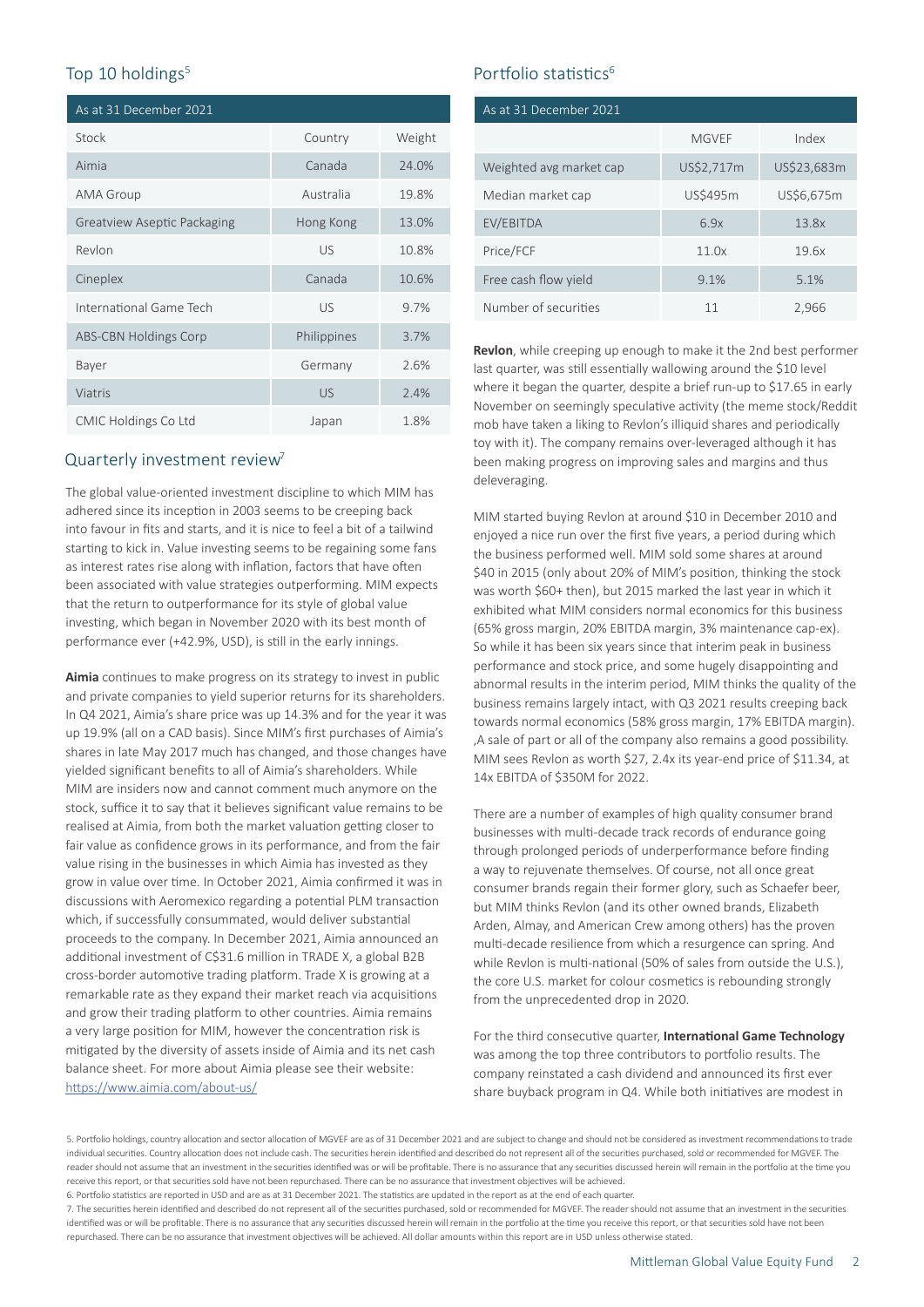## Top 10 holdings[5]

| As at 31 December 2021 | | |
|---|---|---|
| Stock | Country | Weight |
| Aimia | Canada | 24.0% |
| AMA Group | Australia | 19.8% |
| Greatview Aseptic Packaging | Hong Kong | 13.0% |
| Revlon | US | 10.8% |
| Cineplex | Canada | 10.6% |
| International Game Tech | US | 9.7% |
| ABS-CBN Holdings Corp | Philippines | 3.7% |
| Bayer | Germany | 2.6% |
| Viatris | US | 2.4% |
| CMIC Holdings Co Ltd | Japan | 1.8% |

## Portfolio statistics[6]

| As at 31 December 2021 | | |
|---|---|---|
| | MGVEF | Index |
| Weighted avg market cap | US$2,717m | US$23,683m |
| Median market cap | US$495m | US$6,675m |
| EV/EBITDA | 6.9x | 13.8x |
| Price/FCF | 11.0x | 19.6x |
| Free cash flow yield | 9.1% | 5.1% |
| Number of securities | 11 | 2,966 |

## Quarterly investment review[7]

The global value-oriented investment discipline to which MIM has adhered since its inception in 2003 seems to be creeping back into favour in fits and starts, and it is nice to feel a bit of a tailwind starting to kick in. Value investing seems to be regaining some fans as interest rates rise along with inflation, factors that have often been associated with value strategies outperforming. MIM expects that the return to outperformance for its style of global value investing, which began in November 2020 with its best month of performance ever (+42.9%, USD), is still in the early innings.

**Aimia** continues to make progress on its strategy to invest in public and private companies to yield superior returns for its shareholders. In Q4 2021, Aimia's share price was up 14.3% and for the year it was up 19.9% (all on a CAD basis). Since MIM's first purchases of Aimia's shares in late May 2017 much has changed, and those changes have yielded significant benefits to all of Aimia's shareholders. While MIM are insiders now and cannot comment much anymore on the stock, suffice it to say that it believes significant value remains to be realised at Aimia, from both the market valuation getting closer to fair value as confidence grows in its performance, and from the fair value rising in the businesses in which Aimia has invested as they grow in value over time. In October 2021, Aimia confirmed it was in discussions with Aeromexico regarding a potential PLM transaction which, if successfully consummated, would deliver substantial proceeds to the company. In December 2021, Aimia announced an additional investment of C$31.6 million in TRADE X, a global B2B cross-border automotive trading platform. Trade X is growing at a remarkable rate as they expand their market reach via acquisitions and grow their trading platform to other countries. Aimia remains a very large position for MIM, however the concentration risk is mitigated by the diversity of assets inside of Aimia and its net cash balance sheet. For more about Aimia please see their website: https://www.aimia.com/about-us/

**Revlon**, while creeping up enough to make it the 2nd best performer last quarter, was still essentially wallowing around the $10 level where it began the quarter, despite a brief run-up to $17.65 in early November on seemingly speculative activity (the meme stock/Reddit mob have taken a liking to Revlon's illiquid shares and periodically toy with it). The company remains over-leveraged although it has been making progress on improving sales and margins and thus deleveraging.

MIM started buying Revlon at around $10 in December 2010 and enjoyed a nice run over the first five years, a period during which the business performed well. MIM sold some shares at around $40 in 2015 (only about 20% of MIM's position, thinking the stock was worth $60+ then), but 2015 marked the last year in which it exhibited what MIM considers normal economics for this business (65% gross margin, 20% EBITDA margin, 3% maintenance cap-ex). So while it has been six years since that interim peak in business performance and stock price, and some hugely disappointing and abnormal results in the interim period, MIM thinks the quality of the business remains largely intact, with Q3 2021 results creeping back towards normal economics (58% gross margin, 17% EBITDA margin). ,A sale of part or all of the company also remains a good possibility. MIM sees Revlon as worth $27, 2.4x its year-end price of $11.34, at 14x EBITDA of $350M for 2022.

There are a number of examples of high quality consumer brand businesses with multi-decade track records of endurance going through prolonged periods of underperformance before finding a way to rejuvenate themselves. Of course, not all once great consumer brands regain their former glory, such as Schaefer beer, but MIM thinks Revlon (and its other owned brands, Elizabeth Arden, Almay, and American Crew among others) has the proven multi-decade resilience from which a resurgence can spring. And while Revlon is multi-national (50% of sales from outside the U.S.), the core U.S. market for colour cosmetics is rebounding strongly from the unprecedented drop in 2020.

For the third consecutive quarter, **International Game Technology** was among the top three contributors to portfolio results. The company reinstated a cash dividend and announced its first ever share buyback program in Q4. While both initiatives are modest in

5. Portfolio holdings, country allocation and sector allocation of MGVEF are as of 31 December 2021 and are subject to change and should not be considered as investment recommendations to trade individual securities. Country allocation does not include cash. The securities herein identified and described do not represent all of the securities purchased, sold or recommended for MGVEF. The reader should not assume that an investment in the securities identified was or will be profitable. There is no assurance that any securities discussed herein will remain in the portfolio at the time you receive this report, or that securities sold have not been repurchased. There can be no assurance that investment objectives will be achieved.

6. Portfolio statistics are reported in USD and are as at 31 December 2021. The statistics are updated in the report as at the end of each quarter.

7. The securities herein identified and described do not represent all of the securities purchased, sold or recommended for MGVEF. The reader should not assume that an investment in the securities identified was or will be profitable. There is no assurance that any securities discussed herein will remain in the portfolio at the time you receive this report, or that securities sold have not been repurchased. There can be no assurance that investment objectives will be achieved. All dollar amounts within this report are in USD unless otherwise stated.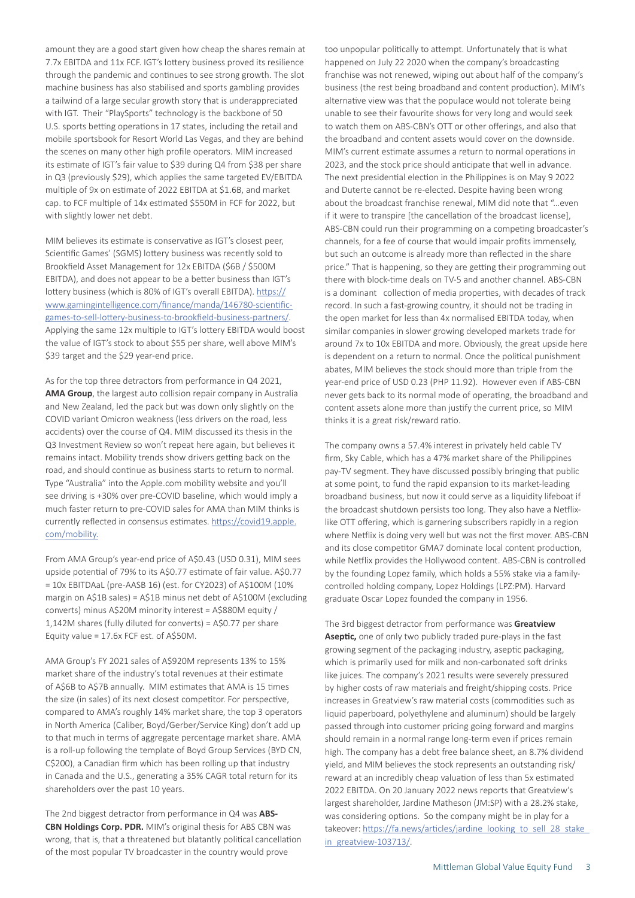amount they are a good start given how cheap the shares remain at 7.7x EBITDA and 11x FCF. IGT's lottery business proved its resilience through the pandemic and continues to see strong growth. The slot machine business has also stabilised and sports gambling provides a tailwind of a large secular growth story that is underappreciated with IGT. Their "PlaySports" technology is the backbone of 50 U.S. sports betting operations in 17 states, including the retail and mobile sportsbook for Resort World Las Vegas, and they are behind the scenes on many other high profile operators. MIM increased its estimate of IGT's fair value to $39 during Q4 from $38 per share in Q3 (previously $29), which applies the same targeted EV/EBITDA multiple of 9x on estimate of 2022 EBITDA at $1.6B, and market cap. to FCF multiple of 14x estimated $550M in FCF for 2022, but with slightly lower net debt.

MIM believes its estimate is conservative as IGT's closest peer, Scientific Games' (SGMS) lottery business was recently sold to Brookfield Asset Management for 12x EBITDA ($6B / $500M EBITDA), and does not appear to be a better business than IGT's lottery business (which is 80% of IGT's overall EBITDA). https://www.gamingintelligence.com/finance/manda/146780-scientific-games-to-sell-lottery-business-to-brookfield-business-partners/. Applying the same 12x multiple to IGT's lottery EBITDA would boost the value of IGT's stock to about $55 per share, well above MIM's $39 target and the $29 year-end price.

As for the top three detractors from performance in Q4 2021, **AMA Group**, the largest auto collision repair company in Australia and New Zealand, led the pack but was down only slightly on the COVID variant Omicron weakness (less drivers on the road, less accidents) over the course of Q4. MIM discussed its thesis in the Q3 Investment Review so won't repeat here again, but believes it remains intact. Mobility trends show drivers getting back on the road, and should continue as business starts to return to normal. Type "Australia" into the Apple.com mobility website and you'll see driving is +30% over pre-COVID baseline, which would imply a much faster return to pre-COVID sales for AMA than MIM thinks is currently reflected in consensus estimates. https://covid19.apple.com/mobility.

From AMA Group's year-end price of A$0.43 (USD 0.31), MIM sees upside potential of 79% to its A$0.77 estimate of fair value. A$0.77 = 10x EBITDAaL (pre-AASB 16) (est. for CY2023) of A$100M (10% margin on A$1B sales) = A$1B minus net debt of A$100M (excluding converts) minus A$20M minority interest = A$880M equity / 1,142M shares (fully diluted for converts) = A$0.77 per share Equity value = 17.6x FCF est. of A$50M.

AMA Group's FY 2021 sales of A$920M represents 13% to 15% market share of the industry's total revenues at their estimate of A$6B to A$7B annually. MIM estimates that AMA is 15 times the size (in sales) of its next closest competitor. For perspective, compared to AMA's roughly 14% market share, the top 3 operators in North America (Caliber, Boyd/Gerber/Service King) don't add up to that much in terms of aggregate percentage market share. AMA is a roll-up following the template of Boyd Group Services (BYD CN, C$200), a Canadian firm which has been rolling up that industry in Canada and the U.S., generating a 35% CAGR total return for its shareholders over the past 10 years.

The 2nd biggest detractor from performance in Q4 was **ABS-CBN Holdings Corp. PDR.** MIM's original thesis for ABS CBN was wrong, that is, that a threatened but blatantly political cancellation of the most popular TV broadcaster in the country would prove too unpopular politically to attempt. Unfortunately that is what happened on July 22 2020 when the company's broadcasting franchise was not renewed, wiping out about half of the company's business (the rest being broadband and content production). MIM's alternative view was that the populace would not tolerate being unable to see their favourite shows for very long and would seek to watch them on ABS-CBN's OTT or other offerings, and also that the broadband and content assets would cover on the downside. MIM's current estimate assumes a return to normal operations in 2023, and the stock price should anticipate that well in advance. The next presidential election in the Philippines is on May 9 2022 and Duterte cannot be re-elected. Despite having been wrong about the broadcast franchise renewal, MIM did note that "…even if it were to transpire [the cancellation of the broadcast license], ABS-CBN could run their programming on a competing broadcaster's channels, for a fee of course that would impair profits immensely, but such an outcome is already more than reflected in the share price." That is happening, so they are getting their programming out there with block-time deals on TV-5 and another channel. ABS-CBN is a dominant collection of media properties, with decades of track record. In such a fast-growing country, it should not be trading in the open market for less than 4x normalised EBITDA today, when similar companies in slower growing developed markets trade for around 7x to 10x EBITDA and more. Obviously, the great upside here is dependent on a return to normal. Once the political punishment abates, MIM believes the stock should more than triple from the year-end price of USD 0.23 (PHP 11.92). However even if ABS-CBN never gets back to its normal mode of operating, the broadband and content assets alone more than justify the current price, so MIM thinks it is a great risk/reward ratio.

The company owns a 57.4% interest in privately held cable TV firm, Sky Cable, which has a 47% market share of the Philippines pay-TV segment. They have discussed possibly bringing that public at some point, to fund the rapid expansion to its market-leading broadband business, but now it could serve as a liquidity lifeboat if the broadcast shutdown persists too long. They also have a Netflix-like OTT offering, which is garnering subscribers rapidly in a region where Netflix is doing very well but was not the first mover. ABS-CBN and its close competitor GMA7 dominate local content production, while Netflix provides the Hollywood content. ABS-CBN is controlled by the founding Lopez family, which holds a 55% stake via a family-controlled holding company, Lopez Holdings (LPZ:PM). Harvard graduate Oscar Lopez founded the company in 1956.

The 3rd biggest detractor from performance was **Greatview Aseptic,** one of only two publicly traded pure-plays in the fast growing segment of the packaging industry, aseptic packaging, which is primarily used for milk and non-carbonated soft drinks like juices. The company's 2021 results were severely pressured by higher costs of raw materials and freight/shipping costs. Price increases in Greatview's raw material costs (commodities such as liquid paperboard, polyethylene and aluminum) should be largely passed through into customer pricing going forward and margins should remain in a normal range long-term even if prices remain high. The company has a debt free balance sheet, an 8.7% dividend yield, and MIM believes the stock represents an outstanding risk/reward at an incredibly cheap valuation of less than 5x estimated 2022 EBITDA. On 20 January 2022 news reports that Greatview's largest shareholder, Jardine Matheson (JM:SP) with a 28.2% stake, was considering options. So the company might be in play for a takeover: https://fa.news/articles/jardine_looking_to_sell_28_stake_in_greatview-103713/.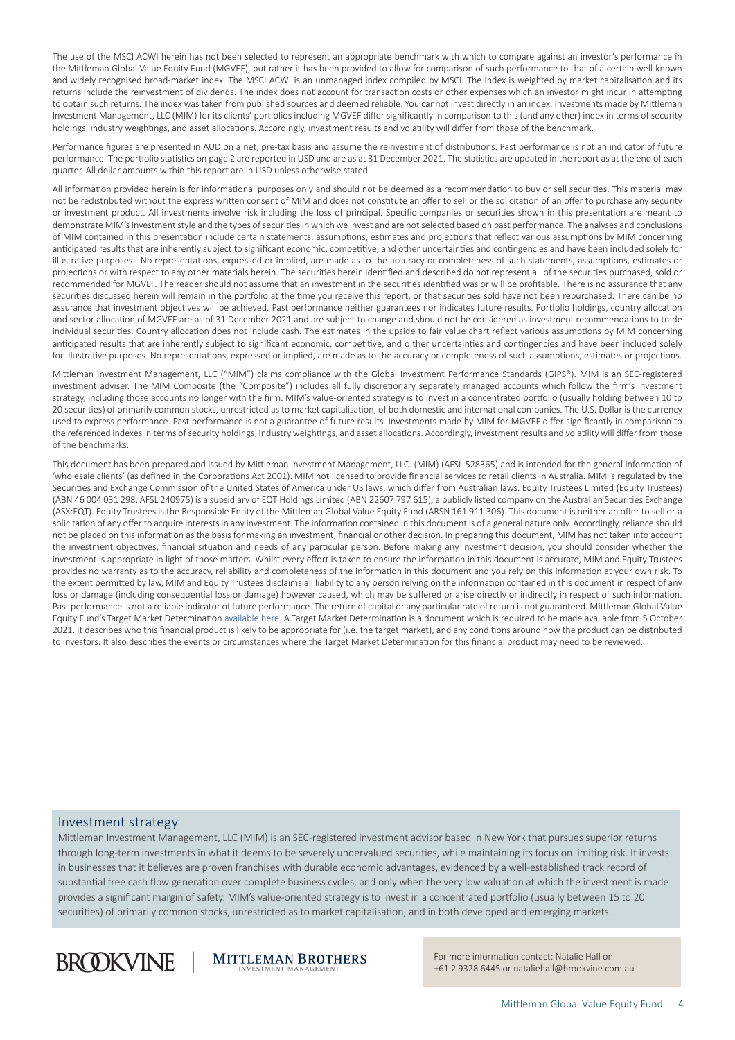The use of the MSCI ACWI herein has not been selected to represent an appropriate benchmark with which to compare against an investor's performance in the Mittleman Global Value Equity Fund (MGVEF), but rather it has been provided to allow for comparison of such performance to that of a certain well-known and widely recognised broad-market index. The MSCI ACWI is an unmanaged index compiled by MSCI. The index is weighted by market capitalisation and its returns include the reinvestment of dividends. The index does not account for transaction costs or other expenses which an investor might incur in attempting to obtain such returns. The index was taken from published sources and deemed reliable. You cannot invest directly in an index. Investments made by Mittleman Investment Management, LLC (MIM) for its clients' portfolios including MGVEF differ significantly in comparison to this (and any other) index in terms of security holdings, industry weightings, and asset allocations. Accordingly, investment results and volatility will differ from those of the benchmark.

Performance figures are presented in AUD on a net, pre-tax basis and assume the reinvestment of distributions. Past performance is not an indicator of future performance. The portfolio statistics on page 2 are reported in USD and are as at 31 December 2021. The statistics are updated in the report as at the end of each quarter. All dollar amounts within this report are in USD unless otherwise stated.

All information provided herein is for informational purposes only and should not be deemed as a recommendation to buy or sell securities. This material may not be redistributed without the express written consent of MIM and does not constitute an offer to sell or the solicitation of an offer to purchase any security or investment product. All investments involve risk including the loss of principal. Specific companies or securities shown in this presentation are meant to demonstrate MIM's investment style and the types of securities in which we invest and are not selected based on past performance. The analyses and conclusions of MIM contained in this presentation include certain statements, assumptions, estimates and projections that reflect various assumptions by MIM concerning anticipated results that are inherently subject to significant economic, competitive, and other uncertainties and contingencies and have been included solely for illustrative purposes. No representations, expressed or implied, are made as to the accuracy or completeness of such statements, assumptions, estimates or projections or with respect to any other materials herein. The securities herein identified and described do not represent all of the securities purchased, sold or recommended for MGVEF. The reader should not assume that an investment in the securities identified was or will be profitable. There is no assurance that any securities discussed herein will remain in the portfolio at the time you receive this report, or that securities sold have not been repurchased. There can be no assurance that investment objectives will be achieved. Past performance neither guarantees nor indicates future results. Portfolio holdings, country allocation and sector allocation of MGVEF are as of 31 December 2021 and are subject to change and should not be considered as investment recommendations to trade individual securities. Country allocation does not include cash. The estimates in the upside to fair value chart reflect various assumptions by MIM concerning anticipated results that are inherently subject to significant economic, competitive, and o ther uncertainties and contingencies and have been included solely for illustrative purposes. No representations, expressed or implied, are made as to the accuracy or completeness of such assumptions, estimates or projections.

Mittleman Investment Management, LLC ("MIM") claims compliance with the Global Investment Performance Standards (GIPS®). MIM is an SEC-registered investment adviser. The MIM Composite (the "Composite") includes all fully discretionary separately managed accounts which follow the firm's investment strategy, including those accounts no longer with the firm. MIM's value-oriented strategy is to invest in a concentrated portfolio (usually holding between 10 to 20 securities) of primarily common stocks, unrestricted as to market capitalisation, of both domestic and international companies. The U.S. Dollar is the currency used to express performance. Past performance is not a guarantee of future results. Investments made by MIM for MGVEF differ significantly in comparison to the referenced indexes in terms of security holdings, industry weightings, and asset allocations. Accordingly, investment results and volatility will differ from those of the benchmarks.

This document has been prepared and issued by Mittleman Investment Management, LLC. (MIM) (AFSL 528365) and is intended for the general information of 'wholesale clients' (as defined in the Corporations Act 2001). MIM not licensed to provide financial services to retail clients in Australia. MIM is regulated by the Securities and Exchange Commission of the United States of America under US laws, which differ from Australian laws. Equity Trustees Limited (Equity Trustees) (ABN 46 004 031 298, AFSL 240975) is a subsidiary of EQT Holdings Limited (ABN 22607 797 615), a publicly listed company on the Australian Securities Exchange (ASX:EQT). Equity Trustees is the Responsible Entity of the Mittleman Global Value Equity Fund (ARSN 161 911 306). This document is neither an offer to sell or a solicitation of any offer to acquire interests in any investment. The information contained in this document is of a general nature only. Accordingly, reliance should not be placed on this information as the basis for making an investment, financial or other decision. In preparing this document, MIM has not taken into account the investment objectives, financial situation and needs of any particular person. Before making any investment decision, you should consider whether the investment is appropriate in light of those matters. Whilst every effort is taken to ensure the information in this document is accurate, MIM and Equity Trustees provides no warranty as to the accuracy, reliability and completeness of the information in this document and you rely on this information at your own risk. To the extent permitted by law, MIM and Equity Trustees disclaims all liability to any person relying on the information contained in this document in respect of any loss or damage (including consequential loss or damage) however caused, which may be suffered or arise directly or indirectly in respect of such information. Past performance is not a reliable indicator of future performance. The return of capital or any particular rate of return is not guaranteed. Mittleman Global Value Equity Fund's Target Market Determination available here. A Target Market Determination is a document which is required to be made available from 5 October 2021. It describes who this financial product is likely to be appropriate for (i.e. the target market), and any conditions around how the product can be distributed to investors. It also describes the events or circumstances where the Target Market Determination for this financial product may need to be reviewed.

## Investment strategy

Mittleman Investment Management, LLC (MIM) is an SEC-registered investment advisor based in New York that pursues superior returns through long-term investments in what it deems to be severely undervalued securities, while maintaining its focus on limiting risk. It invests in businesses that it believes are proven franchises with durable economic advantages, evidenced by a well-established track record of substantial free cash flow generation over complete business cycles, and only when the very low valuation at which the investment is made provides a significant margin of safety. MIM's value-oriented strategy is to invest in a concentrated portfolio (usually between 15 to 20 securities) of primarily common stocks, unrestricted as to market capitalisation, and in both developed and emerging markets.

BROOKVINE | MITTLEMAN BROTHERS INVESTMENT MANAGEMENT

For more information contact: Natalie Hall on +61 2 9328 6445 or nataliehall@brookvine.com.au